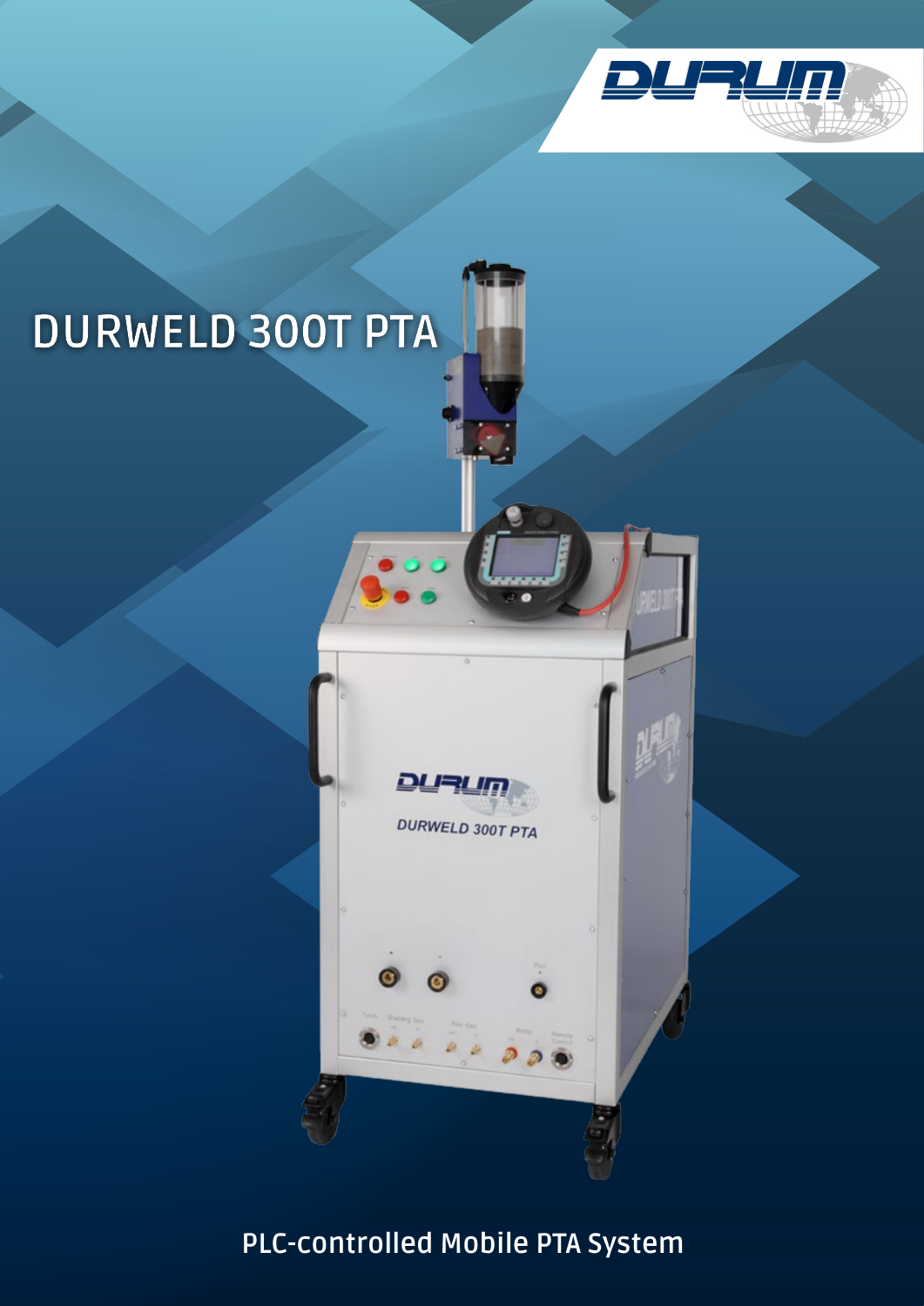# DURWELD 300T PTA

PLC-controlled Mobile PTA System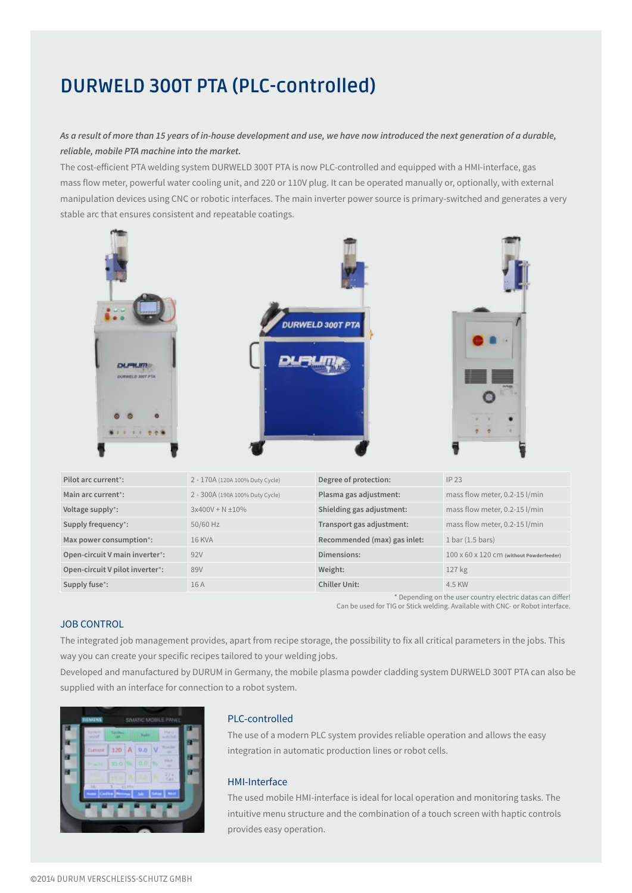# DURWELD 300T PTA (PLC-controlled)

*As a result of more than 15 years of in-house development and use, we have now introduced the next generation of a durable, reliable, mobile PTA machine into the market.*

The cost-efficient PTA welding system DURWELD 300T PTA is now PLC-controlled and equipped with a HMI-interface, gas mass flow meter, powerful water cooling unit, and 220 or 110V plug. It can be operated manually or, optionally, with external manipulation devices using CNC or robotic interfaces. The main inverter power source is primary-switched and generates a very stable arc that ensures consistent and repeatable coatings.

| | | | |
|---|---|---|---|
| **Pilot arc current\*:** | 2 - 170A (120A 100% Duty Cycle) | **Degree of protection:** | IP 23 |
| **Main arc current\*:** | 2 - 300A (190A 100% Duty Cycle) | **Plasma gas adjustment:** | mass flow meter, 0.2-15 l/min |
| **Voltage supply\*:** | 3x400V + N ±10% | **Shielding gas adjustment:** | mass flow meter, 0.2-15 l/min |
| **Supply frequency\*:** | 50/60 Hz | **Transport gas adjustment:** | mass flow meter, 0.2-15 l/min |
| **Max power consumption\*:** | 16 KVA | **Recommended (max) gas inlet:** | 1 bar (1.5 bars) |
| **Open-circuit V main inverter\*:** | 92V | **Dimensions:** | 100 x 60 x 120 cm (without Powderfeeder) |
| **Open-circuit V pilot inverter\*:** | 89V | **Weight:** | 127 kg |
| **Supply fuse\*:** | 16 A | **Chiller Unit:** | 4.5 KW |

\* Depending on the user country electric datas can differ!
Can be used for TIG or Stick welding. Available with CNC- or Robot interface.

## JOB CONTROL

The integrated job management provides, apart from recipe storage, the possibility to fix all critical parameters in the jobs. This way you can create your specific recipes tailored to your welding jobs.

Developed and manufactured by DURUM in Germany, the mobile plasma powder cladding system DURWELD 300T PTA can also be supplied with an interface for connection to a robot system.

### PLC-controlled

The use of a modern PLC system provides reliable operation and allows the easy integration in automatic production lines or robot cells.

### HMI-Interface

The used mobile HMI-interface is ideal for local operation and monitoring tasks. The intuitive menu structure and the combination of a touch screen with haptic controls provides easy operation.

©2014 DURUM VERSCHLEISS-SCHUTZ GMBH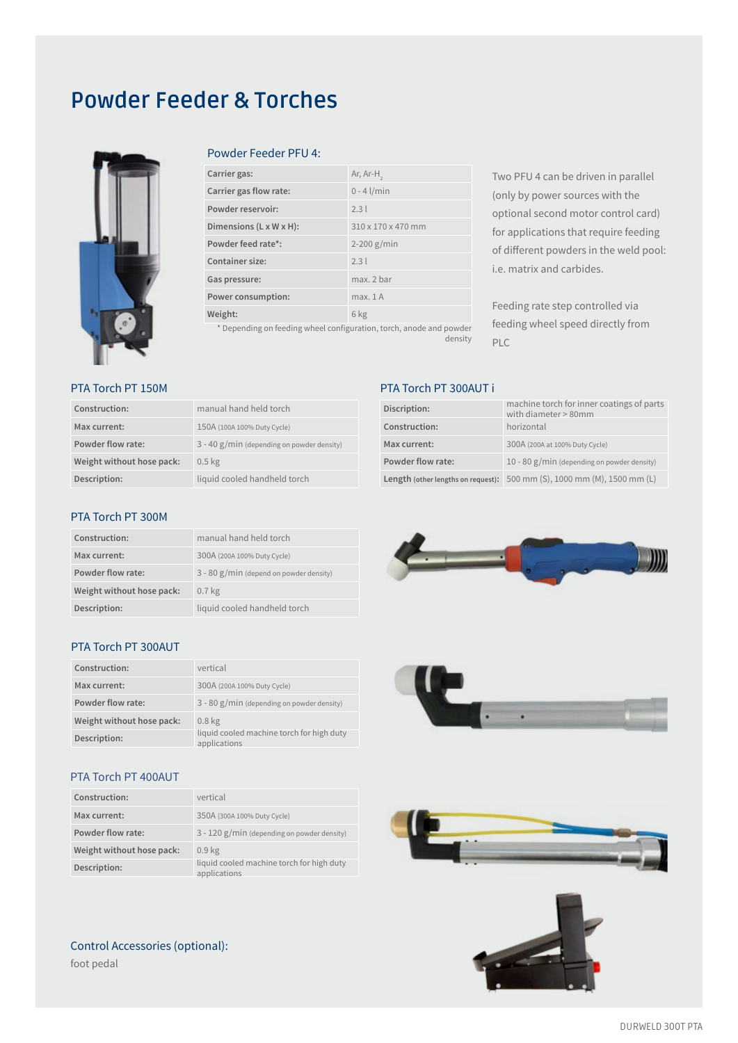# Powder Feeder & Torches

## Powder Feeder PFU 4:

| Carrier gas: | Ar, Ar-$H_2$ |
| --- | --- |
| Carrier gas flow rate: | 0 - 4 l/min |
| Powder reservoir: | 2.3 l |
| Dimensions (L x W x H): | 310 x 170 x 470 mm |
| Powder feed rate*: | 2-200 g/min |
| Container size: | 2.3 l |
| Gas pressure: | max. 2 bar |
| Power consumption: | max. 1 A |
| Weight: | 6 kg |

\* Depending on feeding wheel configuration, torch, anode and powder density

Two PFU 4 can be driven in parallel (only by power sources with the optional second motor control card) for applications that require feeding of different powders in the weld pool: i.e. matrix and carbides.

Feeding rate step controlled via feeding wheel speed directly from PLC

## PTA Torch PT 150M

| Construction: | manual hand held torch |
| --- | --- |
| Max current: | 150A (100A 100% Duty Cycle) |
| Powder flow rate: | 3 - 40 g/min (depending on powder density) |
| Weight without hose pack: | 0.5 kg |
| Description: | liquid cooled handheld torch |

## PTA Torch PT 300AUT i

| Discription: | machine torch for inner coatings of parts with diameter > 80mm |
| --- | --- |
| Construction: | horizontal |
| Max current: | 300A (200A at 100% Duty Cycle) |
| Powder flow rate: | 10 - 80 g/min (depending on powder density) |
| Length (other lengths on request): | 500 mm (S), 1000 mm (M), 1500 mm (L) |

## PTA Torch PT 300M

| Construction: | manual hand held torch |
| --- | --- |
| Max current: | 300A (200A 100% Duty Cycle) |
| Powder flow rate: | 3 - 80 g/min (depend on powder density) |
| Weight without hose pack: | 0.7 kg |
| Description: | liquid cooled handheld torch |

## PTA Torch PT 300AUT

| Construction: | vertical |
| --- | --- |
| Max current: | 300A (200A 100% Duty Cycle) |
| Powder flow rate: | 3 - 80 g/min (depending on powder density) |
| Weight without hose pack: | 0.8 kg |
| Description: | liquid cooled machine torch for high duty applications |

## PTA Torch PT 400AUT

| Construction: | vertical |
| --- | --- |
| Max current: | 350A (300A 100% Duty Cycle) |
| Powder flow rate: | 3 - 120 g/min (depending on powder density) |
| Weight without hose pack: | 0.9 kg |
| Description: | liquid cooled machine torch for high duty applications |

## Control Accessories (optional):

foot pedal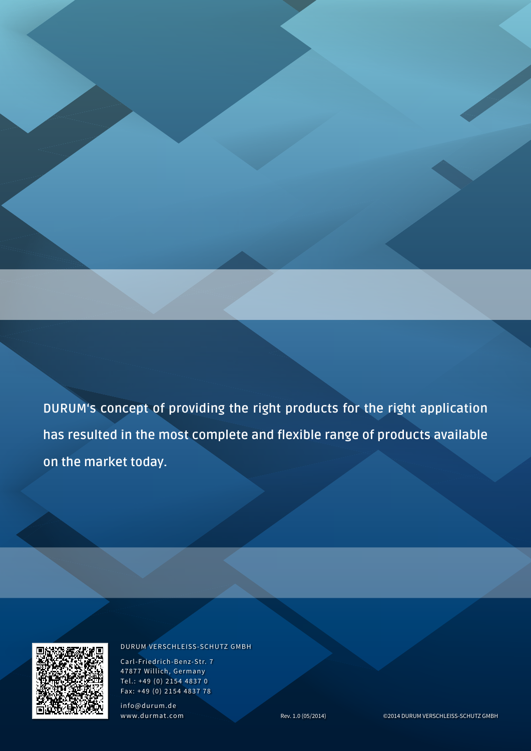DURUM's concept of providing the right products for the right application has resulted in the most complete and flexible range of products available on the market today.

DURUM VERSCHLEISS-SCHUTZ GMBH

Carl-Friedrich-Benz-Str. 7
47877 Willich, Germany
Tel.: +49 (0) 2154 4837 0
Fax: +49 (0) 2154 4837 78

info@durum.de
www.durmat.com

Rev. 1.0 (05/2014)

©2014 DURUM VERSCHLEISS-SCHUTZ GMBH